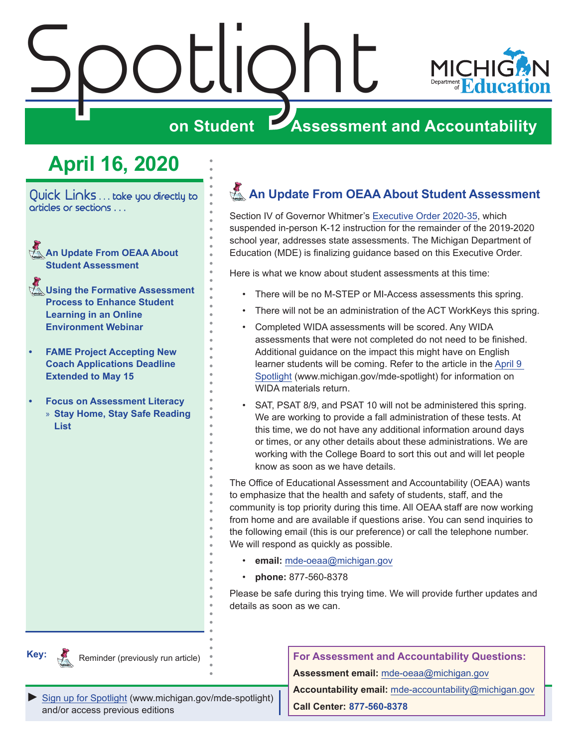# Spotlight on Student Assessment and Accountability

Michigan Department of Education

## April 16, 2020

Quick Links . . . take you directly to articles or sections . . .

- An Update From OEAA About Student Assessment
- Using the Formative Assessment Process to Enhance Student Learning in an Online Environment Webinar
- FAME Project Accepting New Coach Applications Deadline Extended to May 15
- Focus on Assessment Literacy
  - Stay Home, Stay Safe Reading List

**Key:** Reminder (previously run article)

► Sign up for Spotlight (www.michigan.gov/mde-spotlight) and/or access previous editions

## An Update From OEAA About Student Assessment

Section IV of Governor Whitmer's Executive Order 2020-35, which suspended in-person K-12 instruction for the remainder of the 2019-2020 school year, addresses state assessments. The Michigan Department of Education (MDE) is finalizing guidance based on this Executive Order.

Here is what we know about student assessments at this time:

- There will be no M-STEP or MI-Access assessments this spring.
- There will not be an administration of the ACT WorkKeys this spring.
- Completed WIDA assessments will be scored. Any WIDA assessments that were not completed do not need to be finished. Additional guidance on the impact this might have on English learner students will be coming. Refer to the article in the April 9 Spotlight (www.michigan.gov/mde-spotlight) for information on WIDA materials return.
- SAT, PSAT 8/9, and PSAT 10 will not be administered this spring. We are working to provide a fall administration of these tests. At this time, we do not have any additional information around days or times, or any other details about these administrations. We are working with the College Board to sort this out and will let people know as soon as we have details.

The Office of Educational Assessment and Accountability (OEAA) wants to emphasize that the health and safety of students, staff, and the community is top priority during this time. All OEAA staff are now working from home and are available if questions arise. You can send inquiries to the following email (this is our preference) or call the telephone number. We will respond as quickly as possible.

- **email:** mde-oeaa@michigan.gov
- **phone:** 877-560-8378

Please be safe during this trying time. We will provide further updates and details as soon as we can.

**For Assessment and Accountability Questions:**

**Assessment email:** mde-oeaa@michigan.gov

**Accountability email:** mde-accountability@michigan.gov

**Call Center:** 877-560-8378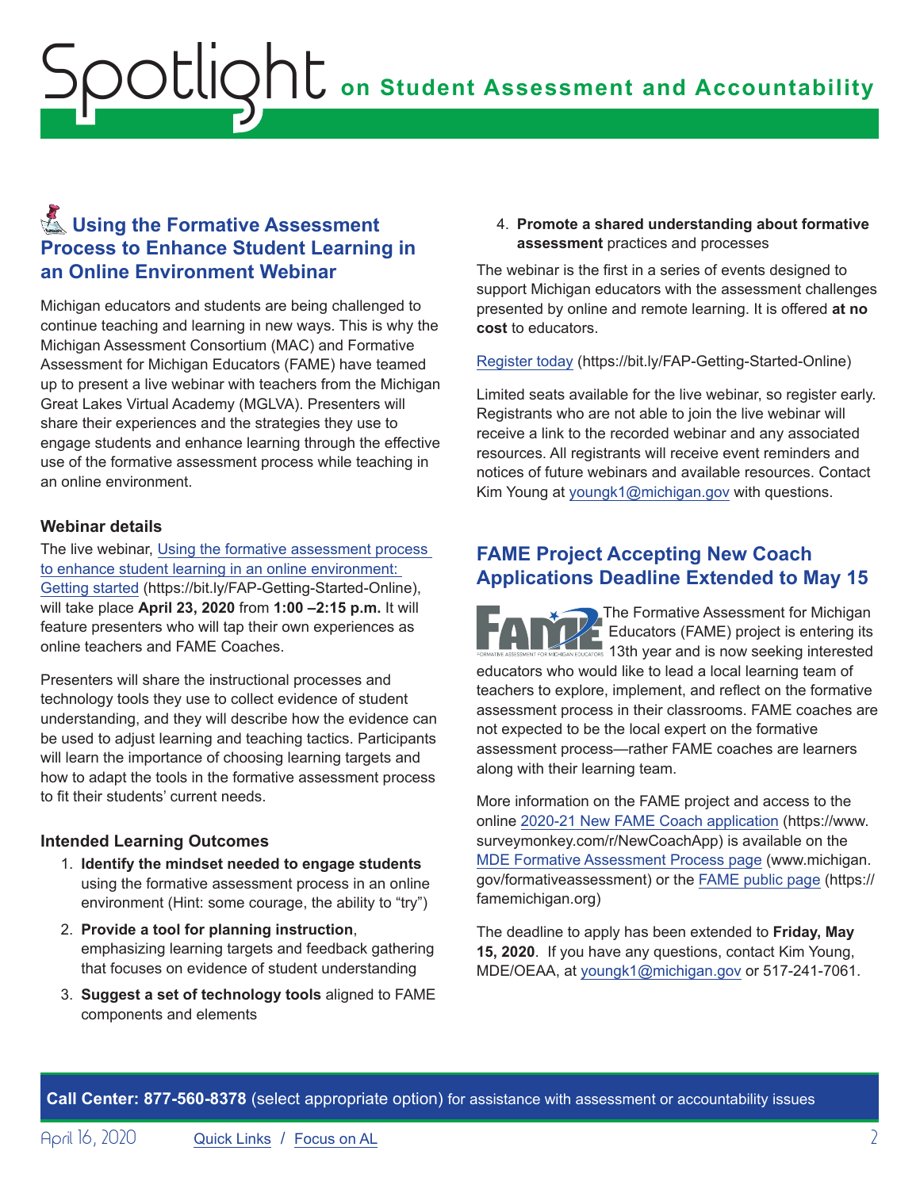## Using the Formative Assessment Process to Enhance Student Learning in an Online Environment Webinar

Michigan educators and students are being challenged to continue teaching and learning in new ways. This is why the Michigan Assessment Consortium (MAC) and Formative Assessment for Michigan Educators (FAME) have teamed up to present a live webinar with teachers from the Michigan Great Lakes Virtual Academy (MGLVA). Presenters will share their experiences and the strategies they use to engage students and enhance learning through the effective use of the formative assessment process while teaching in an online environment.

### Webinar details

The live webinar, Using the formative assessment process to enhance student learning in an online environment: Getting started (https://bit.ly/FAP-Getting-Started-Online), will take place **April 23, 2020** from **1:00 –2:15 p.m.** It will feature presenters who will tap their own experiences as online teachers and FAME Coaches.

Presenters will share the instructional processes and technology tools they use to collect evidence of student understanding, and they will describe how the evidence can be used to adjust learning and teaching tactics. Participants will learn the importance of choosing learning targets and how to adapt the tools in the formative assessment process to fit their students' current needs.

### Intended Learning Outcomes

1. **Identify the mindset needed to engage students** using the formative assessment process in an online environment (Hint: some courage, the ability to "try")
2. **Provide a tool for planning instruction**, emphasizing learning targets and feedback gathering that focuses on evidence of student understanding
3. **Suggest a set of technology tools** aligned to FAME components and elements
4. **Promote a shared understanding about formative assessment** practices and processes

The webinar is the first in a series of events designed to support Michigan educators with the assessment challenges presented by online and remote learning. It is offered **at no cost** to educators.

Register today (https://bit.ly/FAP-Getting-Started-Online)

Limited seats available for the live webinar, so register early. Registrants who are not able to join the live webinar will receive a link to the recorded webinar and any associated resources. All registrants will receive event reminders and notices of future webinars and available resources. Contact Kim Young at youngk1@michigan.gov with questions.

## FAME Project Accepting New Coach Applications Deadline Extended to May 15

The Formative Assessment for Michigan Educators (FAME) project is entering its 13th year and is now seeking interested educators who would like to lead a local learning team of teachers to explore, implement, and reflect on the formative assessment process in their classrooms. FAME coaches are not expected to be the local expert on the formative assessment process—rather FAME coaches are learners along with their learning team.

More information on the FAME project and access to the online 2020-21 New FAME Coach application (https://www.surveymonkey.com/r/NewCoachApp) is available on the MDE Formative Assessment Process page (www.michigan.gov/formativeassessment) or the FAME public page (https://famemichigan.org)

The deadline to apply has been extended to **Friday, May 15, 2020**. If you have any questions, contact Kim Young, MDE/OEAA, at youngk1@michigan.gov or 517-241-7061.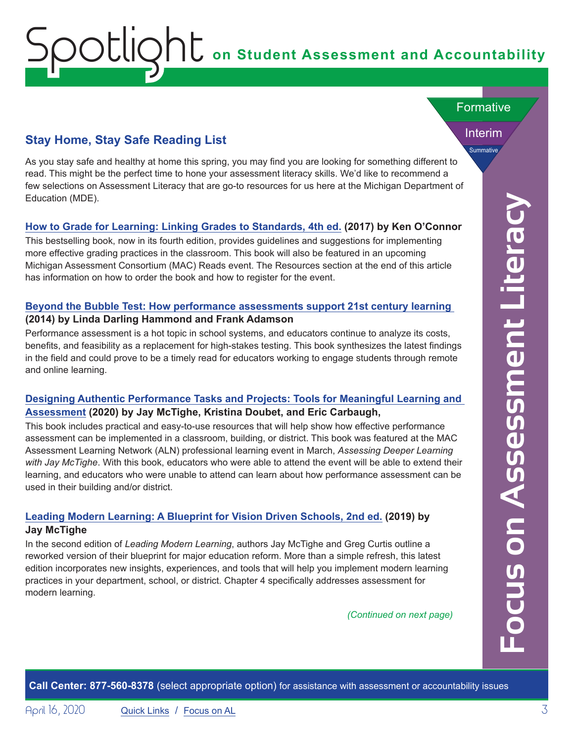## Stay Home, Stay Safe Reading List

As you stay safe and healthy at home this spring, you may find you are looking for something different to read. This might be the perfect time to hone your assessment literacy skills. We'd like to recommend a few selections on Assessment Literacy that are go-to resources for us here at the Michigan Department of Education (MDE).

**How to Grade for Learning: Linking Grades to Standards, 4th ed. (2017) by Ken O'Connor**

This bestselling book, now in its fourth edition, provides guidelines and suggestions for implementing more effective grading practices in the classroom. This book will also be featured in an upcoming Michigan Assessment Consortium (MAC) Reads event. The Resources section at the end of this article has information on how to order the book and how to register for the event.

**Beyond the Bubble Test: How performance assessments support 21st century learning (2014) by Linda Darling Hammond and Frank Adamson**

Performance assessment is a hot topic in school systems, and educators continue to analyze its costs, benefits, and feasibility as a replacement for high-stakes testing. This book synthesizes the latest findings in the field and could prove to be a timely read for educators working to engage students through remote and online learning.

**Designing Authentic Performance Tasks and Projects: Tools for Meaningful Learning and Assessment (2020) by Jay McTighe, Kristina Doubet, and Eric Carbaugh,**

This book includes practical and easy-to-use resources that will help show how effective performance assessment can be implemented in a classroom, building, or district. This book was featured at the MAC Assessment Learning Network (ALN) professional learning event in March, *Assessing Deeper Learning with Jay McTighe*. With this book, educators who were able to attend the event will be able to extend their learning, and educators who were unable to attend can learn about how performance assessment can be used in their building and/or district.

**Leading Modern Learning: A Blueprint for Vision Driven Schools, 2nd ed. (2019) by Jay McTighe**

In the second edition of *Leading Modern Learning*, authors Jay McTighe and Greg Curtis outline a reworked version of their blueprint for major education reform. More than a simple refresh, this latest edition incorporates new insights, experiences, and tools that will help you implement modern learning practices in your department, school, or district. Chapter 4 specifically addresses assessment for modern learning.

*(Continued on next page)*

**Call Center: 877-560-8378** (select appropriate option) for assistance with assessment or accountability issues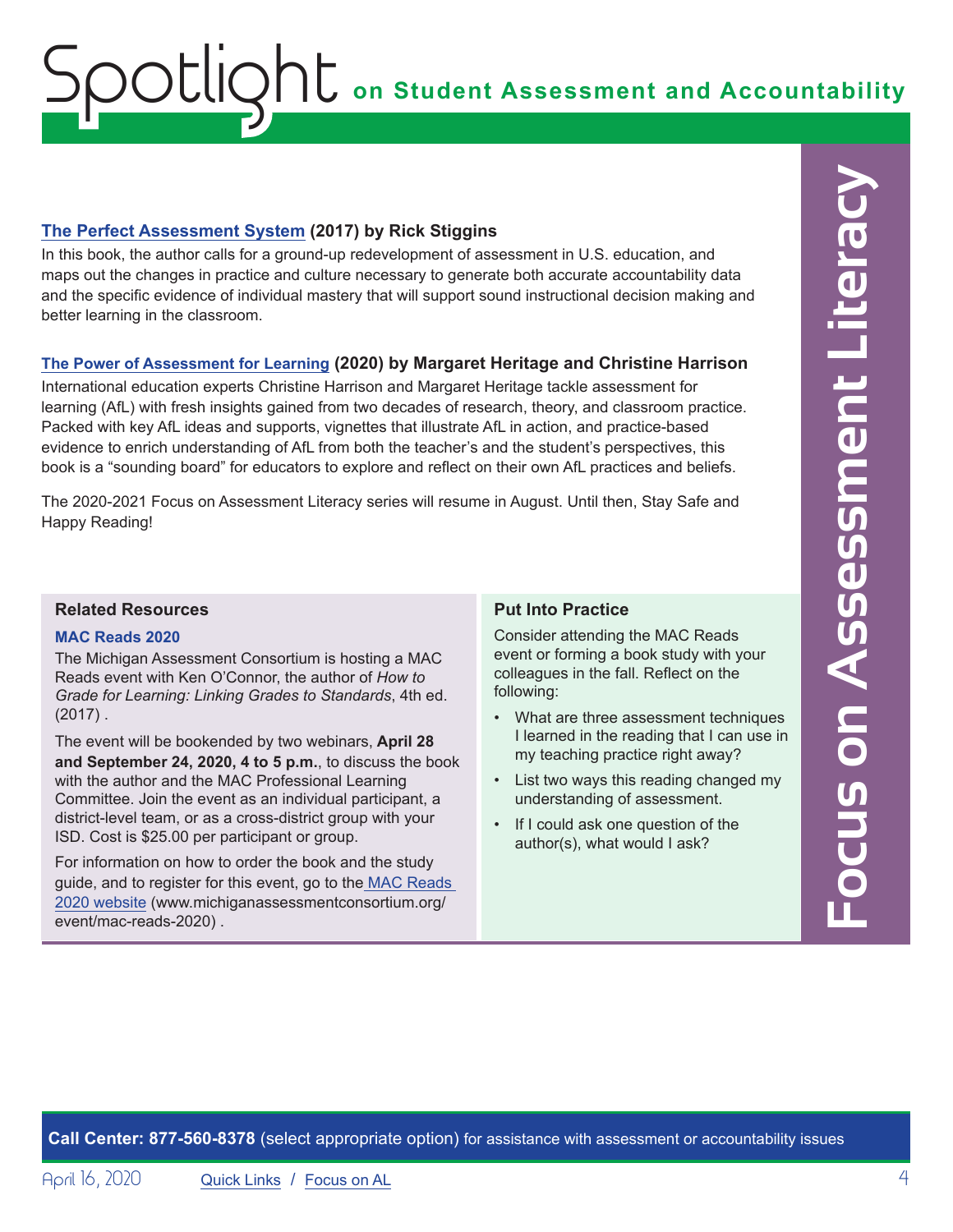**The Perfect Assessment System (2017) by Rick Stiggins**

In this book, the author calls for a ground-up redevelopment of assessment in U.S. education, and maps out the changes in practice and culture necessary to generate both accurate accountability data and the specific evidence of individual mastery that will support sound instructional decision making and better learning in the classroom.

**The Power of Assessment for Learning (2020) by Margaret Heritage and Christine Harrison**

International education experts Christine Harrison and Margaret Heritage tackle assessment for learning (AfL) with fresh insights gained from two decades of research, theory, and classroom practice. Packed with key AfL ideas and supports, vignettes that illustrate AfL in action, and practice-based evidence to enrich understanding of AfL from both the teacher's and the student's perspectives, this book is a "sounding board" for educators to explore and reflect on their own AfL practices and beliefs.

The 2020-2021 Focus on Assessment Literacy series will resume in August. Until then, Stay Safe and Happy Reading!

### Related Resources

**MAC Reads 2020**

The Michigan Assessment Consortium is hosting a MAC Reads event with Ken O'Connor, the author of *How to Grade for Learning: Linking Grades to Standards*, 4th ed. (2017) .

The event will be bookended by two webinars, **April 28 and September 24, 2020, 4 to 5 p.m.**, to discuss the book with the author and the MAC Professional Learning Committee. Join the event as an individual participant, a district-level team, or as a cross-district group with your ISD. Cost is $25.00 per participant or group.

For information on how to order the book and the study guide, and to register for this event, go to the MAC Reads 2020 website (www.michiganassessmentconsortium.org/event/mac-reads-2020) .

### Put Into Practice

Consider attending the MAC Reads event or forming a book study with your colleagues in the fall. Reflect on the following:

- What are three assessment techniques I learned in the reading that I can use in my teaching practice right away?
- List two ways this reading changed my understanding of assessment.
- If I could ask one question of the author(s), what would I ask?

**Call Center: 877-560-8378** (select appropriate option) for assistance with assessment or accountability issues